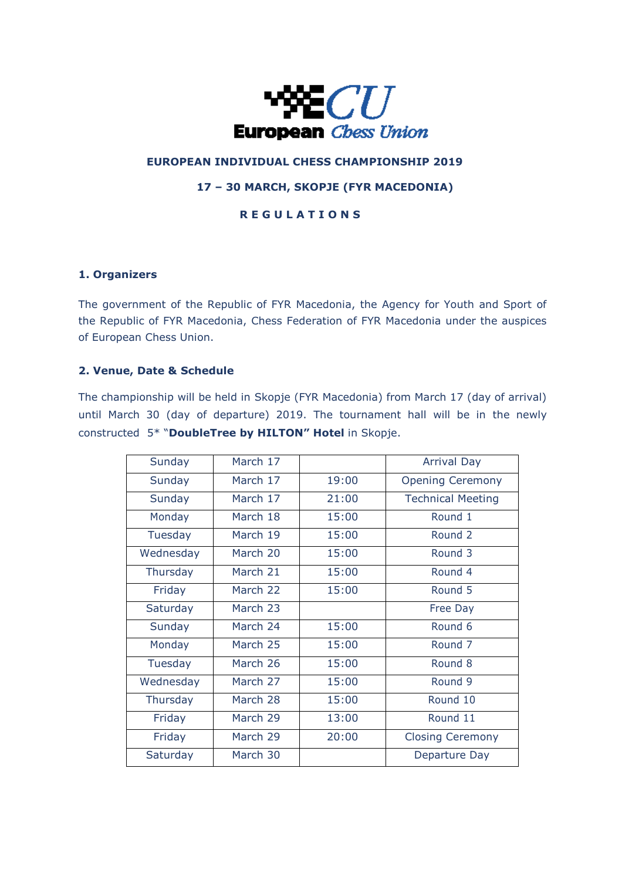ECU European Chess Union

**EUROPEAN INDIVIDUAL CHESS CHAMPIONSHIP 2019**

**17 – 30 MARCH, SKOPJE (FYR MACEDONIA)**

**R E G U L A T I O N S**

## 1. Organizers

The government of the Republic of FYR Macedonia, the Agency for Youth and Sport of the Republic of FYR Macedonia, Chess Federation of FYR Macedonia under the auspices of European Chess Union.

## 2. Venue, Date & Schedule

The championship will be held in Skopje (FYR Macedonia) from March 17 (day of arrival) until March 30 (day of departure) 2019. The tournament hall will be in the newly constructed 5* "**DoubleTree by HILTON" Hotel** in Skopje.

| | | | |
|---|---|---|---|
| Sunday | March 17 | | Arrival Day |
| Sunday | March 17 | 19:00 | Opening Ceremony |
| Sunday | March 17 | 21:00 | Technical Meeting |
| Monday | March 18 | 15:00 | Round 1 |
| Tuesday | March 19 | 15:00 | Round 2 |
| Wednesday | March 20 | 15:00 | Round 3 |
| Thursday | March 21 | 15:00 | Round 4 |
| Friday | March 22 | 15:00 | Round 5 |
| Saturday | March 23 | | Free Day |
| Sunday | March 24 | 15:00 | Round 6 |
| Monday | March 25 | 15:00 | Round 7 |
| Tuesday | March 26 | 15:00 | Round 8 |
| Wednesday | March 27 | 15:00 | Round 9 |
| Thursday | March 28 | 15:00 | Round 10 |
| Friday | March 29 | 13:00 | Round 11 |
| Friday | March 29 | 20:00 | Closing Ceremony |
| Saturday | March 30 | | Departure Day |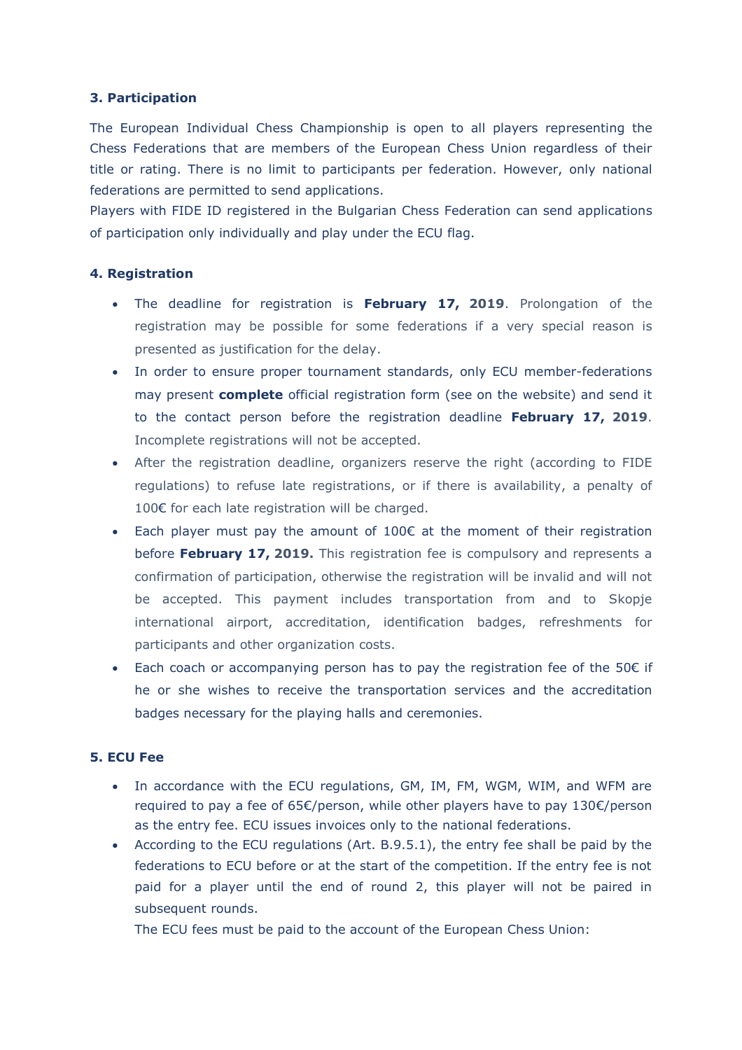### 3. Participation

The European Individual Chess Championship is open to all players representing the Chess Federations that are members of the European Chess Union regardless of their title or rating. There is no limit to participants per federation. However, only national federations are permitted to send applications.

Players with FIDE ID registered in the Bulgarian Chess Federation can send applications of participation only individually and play under the ECU flag.

### 4. Registration

- The deadline for registration is **February 17, 2019**. Prolongation of the registration may be possible for some federations if a very special reason is presented as justification for the delay.
- In order to ensure proper tournament standards, only ECU member-federations may present **complete** official registration form (see on the website) and send it to the contact person before the registration deadline **February 17, 2019**. Incomplete registrations will not be accepted.
- After the registration deadline, organizers reserve the right (according to FIDE regulations) to refuse late registrations, or if there is availability, a penalty of 100€ for each late registration will be charged.
- Each player must pay the amount of 100€ at the moment of their registration before **February 17, 2019.** This registration fee is compulsory and represents a confirmation of participation, otherwise the registration will be invalid and will not be accepted. This payment includes transportation from and to Skopje international airport, accreditation, identification badges, refreshments for participants and other organization costs.
- Each coach or accompanying person has to pay the registration fee of the 50€ if he or she wishes to receive the transportation services and the accreditation badges necessary for the playing halls and ceremonies.

### 5. ECU Fee

- In accordance with the ECU regulations, GM, IM, FM, WGM, WIM, and WFM are required to pay a fee of 65€/person, while other players have to pay 130€/person as the entry fee. ECU issues invoices only to the national federations.
- According to the ECU regulations (Art. B.9.5.1), the entry fee shall be paid by the federations to ECU before or at the start of the competition. If the entry fee is not paid for a player until the end of round 2, this player will not be paired in subsequent rounds.

  The ECU fees must be paid to the account of the European Chess Union: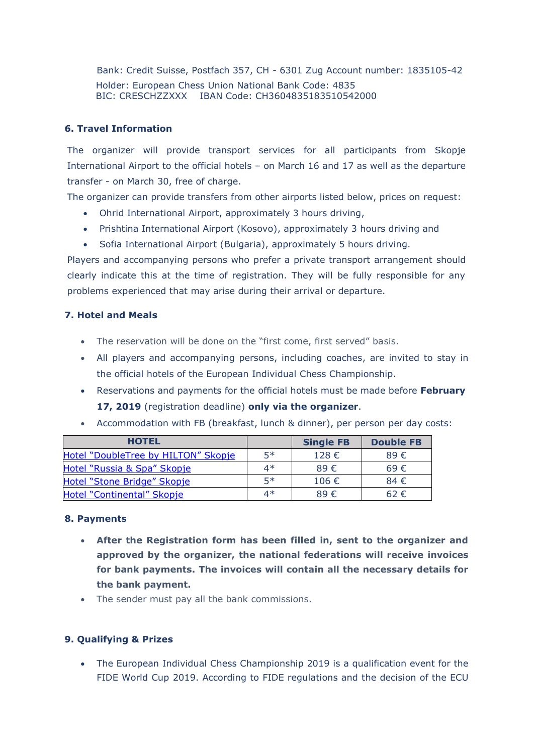Bank: Credit Suisse, Postfach 357, CH - 6301 Zug Account number: 1835105-42
Holder: European Chess Union National Bank Code: 4835
BIC: CRESCHZZXXX IBAN Code: CH3604835183510542000

### 6. Travel Information

The organizer will provide transport services for all participants from Skopje International Airport to the official hotels – on March 16 and 17 as well as the departure transfer - on March 30, free of charge.

The organizer can provide transfers from other airports listed below, prices on request:

- Ohrid International Airport, approximately 3 hours driving,
- Prishtina International Airport (Kosovo), approximately 3 hours driving and
- Sofia International Airport (Bulgaria), approximately 5 hours driving.

Players and accompanying persons who prefer a private transport arrangement should clearly indicate this at the time of registration. They will be fully responsible for any problems experienced that may arise during their arrival or departure.

### 7. Hotel and Meals

- The reservation will be done on the "first come, first served" basis.
- All players and accompanying persons, including coaches, are invited to stay in the official hotels of the European Individual Chess Championship.
- Reservations and payments for the official hotels must be made before **February 17, 2019** (registration deadline) **only via the organizer**.
- Accommodation with FB (breakfast, lunch & dinner), per person per day costs:

| HOTEL | | Single FB | Double FB |
|---|---|---|---|
| Hotel "DoubleTree by HILTON" Skopje | 5* | 128 € | 89 € |
| Hotel "Russia & Spa" Skopje | 4* | 89 € | 69 € |
| Hotel "Stone Bridge" Skopje | 5* | 106 € | 84 € |
| Hotel "Continental" Skopje | 4* | 89 € | 62 € |

### 8. Payments

- **After the Registration form has been filled in, sent to the organizer and approved by the organizer, the national federations will receive invoices for bank payments. The invoices will contain all the necessary details for the bank payment.**
- The sender must pay all the bank commissions.

### 9. Qualifying & Prizes

- The European Individual Chess Championship 2019 is a qualification event for the FIDE World Cup 2019. According to FIDE regulations and the decision of the ECU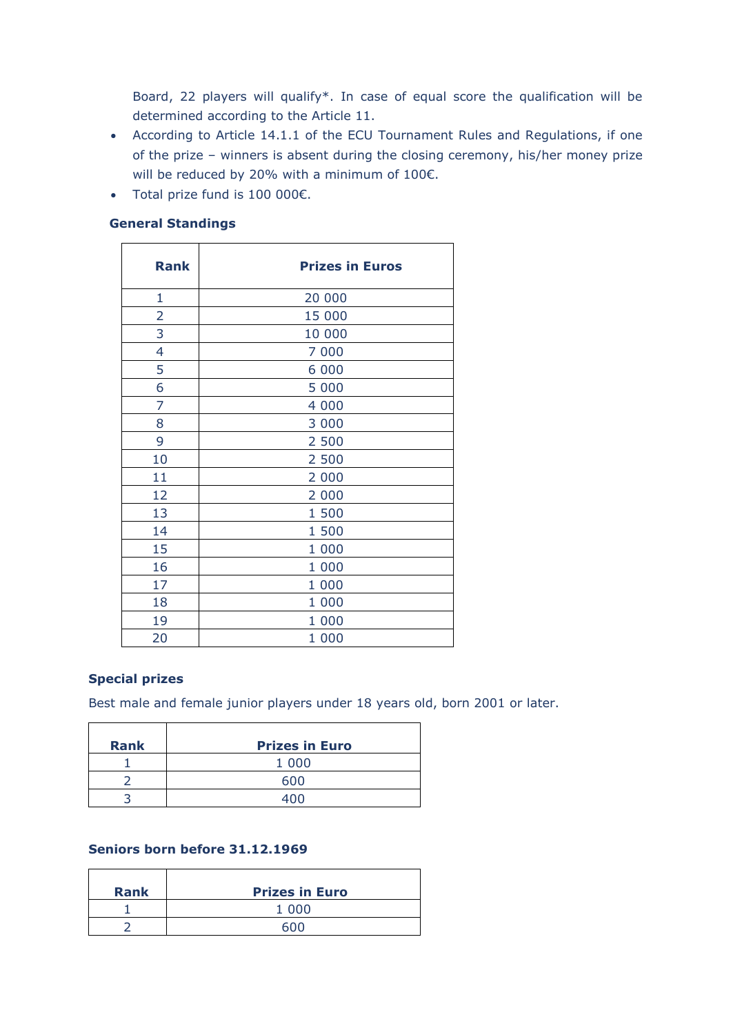Board, 22 players will qualify*. In case of equal score the qualification will be determined according to the Article 11.

- According to Article 14.1.1 of the ECU Tournament Rules and Regulations, if one of the prize – winners is absent during the closing ceremony, his/her money prize will be reduced by 20% with a minimum of 100€.
- Total prize fund is 100 000€.

**General Standings**

| Rank | Prizes in Euros |
|---|---|
| 1 | 20 000 |
| 2 | 15 000 |
| 3 | 10 000 |
| 4 | 7 000 |
| 5 | 6 000 |
| 6 | 5 000 |
| 7 | 4 000 |
| 8 | 3 000 |
| 9 | 2 500 |
| 10 | 2 500 |
| 11 | 2 000 |
| 12 | 2 000 |
| 13 | 1 500 |
| 14 | 1 500 |
| 15 | 1 000 |
| 16 | 1 000 |
| 17 | 1 000 |
| 18 | 1 000 |
| 19 | 1 000 |
| 20 | 1 000 |

**Special prizes**

Best male and female junior players under 18 years old, born 2001 or later.

| Rank | Prizes in Euro |
|---|---|
| 1 | 1 000 |
| 2 | 600 |
| 3 | 400 |

**Seniors born before 31.12.1969**

| Rank | Prizes in Euro |
|---|---|
| 1 | 1 000 |
| 2 | 600 |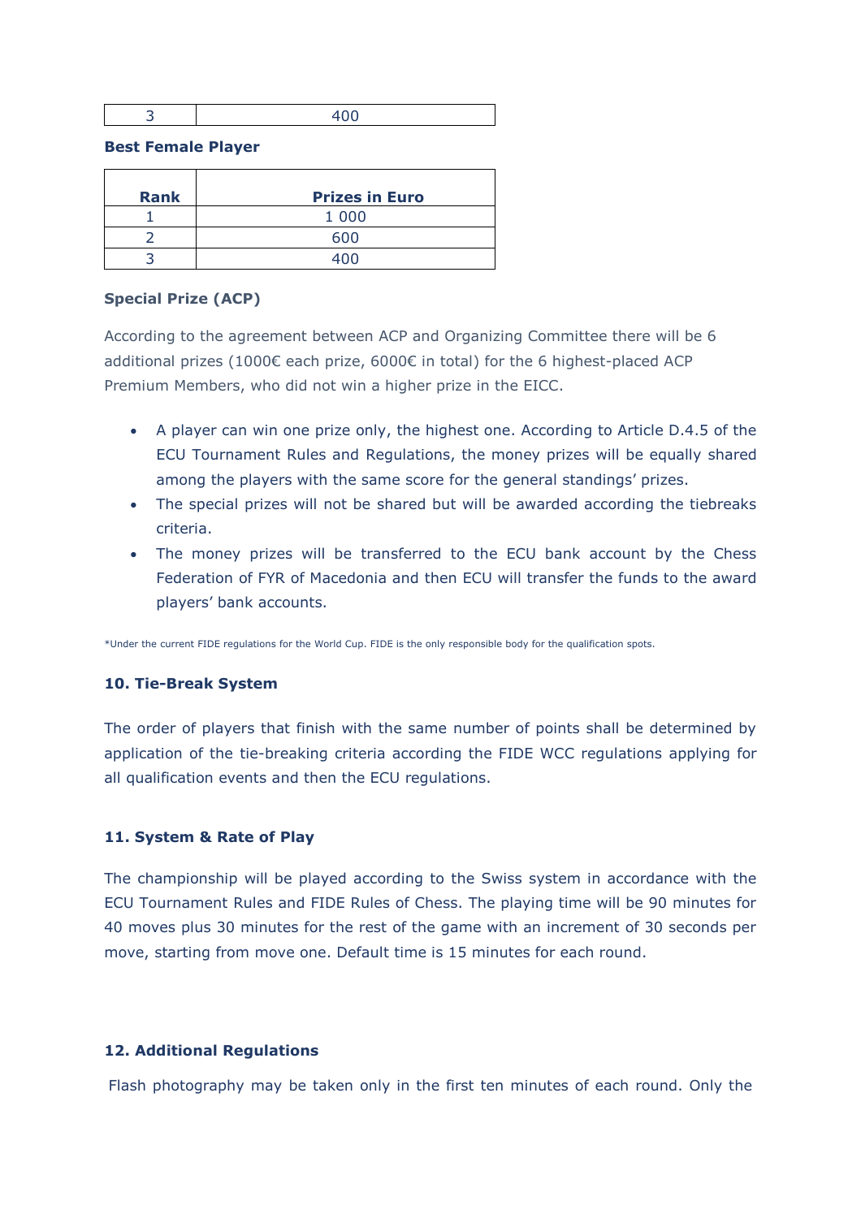| 3 | 400 |
|---|---|

**Best Female Player**

| Rank | Prizes in Euro |
|---|---|
| 1 | 1 000 |
| 2 | 600 |
| 3 | 400 |

**Special Prize (ACP)**

According to the agreement between ACP and Organizing Committee there will be 6 additional prizes (1000€ each prize, 6000€ in total) for the 6 highest-placed ACP Premium Members, who did not win a higher prize in the EICC.

- A player can win one prize only, the highest one. According to Article D.4.5 of the ECU Tournament Rules and Regulations, the money prizes will be equally shared among the players with the same score for the general standings' prizes.
- The special prizes will not be shared but will be awarded according the tiebreaks criteria.
- The money prizes will be transferred to the ECU bank account by the Chess Federation of FYR of Macedonia and then ECU will transfer the funds to the award players' bank accounts.

*Under the current FIDE regulations for the World Cup. FIDE is the only responsible body for the qualification spots.

### 10. Tie-Break System

The order of players that finish with the same number of points shall be determined by application of the tie-breaking criteria according the FIDE WCC regulations applying for all qualification events and then the ECU regulations.

### 11. System & Rate of Play

The championship will be played according to the Swiss system in accordance with the ECU Tournament Rules and FIDE Rules of Chess. The playing time will be 90 minutes for 40 moves plus 30 minutes for the rest of the game with an increment of 30 seconds per move, starting from move one. Default time is 15 minutes for each round.

### 12. Additional Regulations

Flash photography may be taken only in the first ten minutes of each round. Only the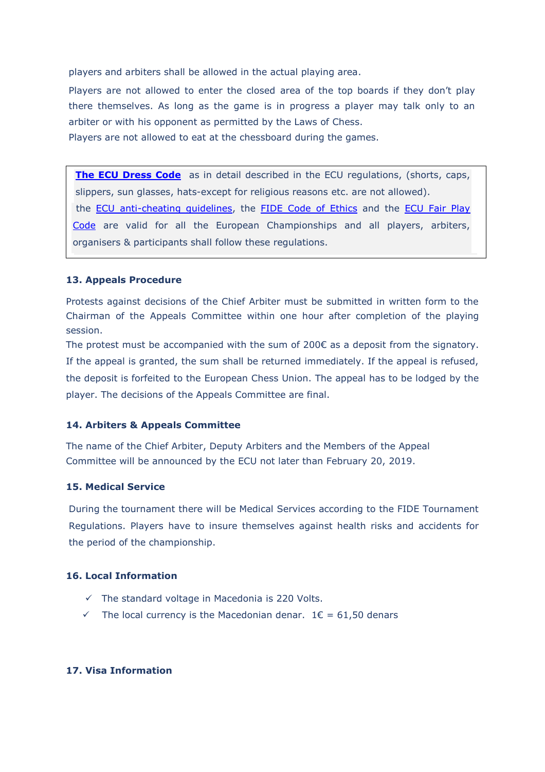players and arbiters shall be allowed in the actual playing area.

Players are not allowed to enter the closed area of the top boards if they don't play there themselves. As long as the game is in progress a player may talk only to an arbiter or with his opponent as permitted by the Laws of Chess.

Players are not allowed to eat at the chessboard during the games.

> **The ECU Dress Code** as in detail described in the ECU regulations, (shorts, caps, slippers, sun glasses, hats-except for religious reasons etc. are not allowed).
> the ECU anti-cheating guidelines, the FIDE Code of Ethics and the ECU Fair Play Code are valid for all the European Championships and all players, arbiters, organisers & participants shall follow these regulations.

### 13. Appeals Procedure

Protests against decisions of the Chief Arbiter must be submitted in written form to the Chairman of the Appeals Committee within one hour after completion of the playing session.

The protest must be accompanied with the sum of 200€ as a deposit from the signatory. If the appeal is granted, the sum shall be returned immediately. If the appeal is refused, the deposit is forfeited to the European Chess Union. The appeal has to be lodged by the player. The decisions of the Appeals Committee are final.

### 14. Arbiters & Appeals Committee

The name of the Chief Arbiter, Deputy Arbiters and the Members of the Appeal Committee will be announced by the ECU not later than February 20, 2019.

### 15. Medical Service

During the tournament there will be Medical Services according to the FIDE Tournament Regulations. Players have to insure themselves against health risks and accidents for the period of the championship.

### 16. Local Information

- ✓ The standard voltage in Macedonia is 220 Volts.
- ✓ The local currency is the Macedonian denar. 1€ = 61,50 denars

### 17. Visa Information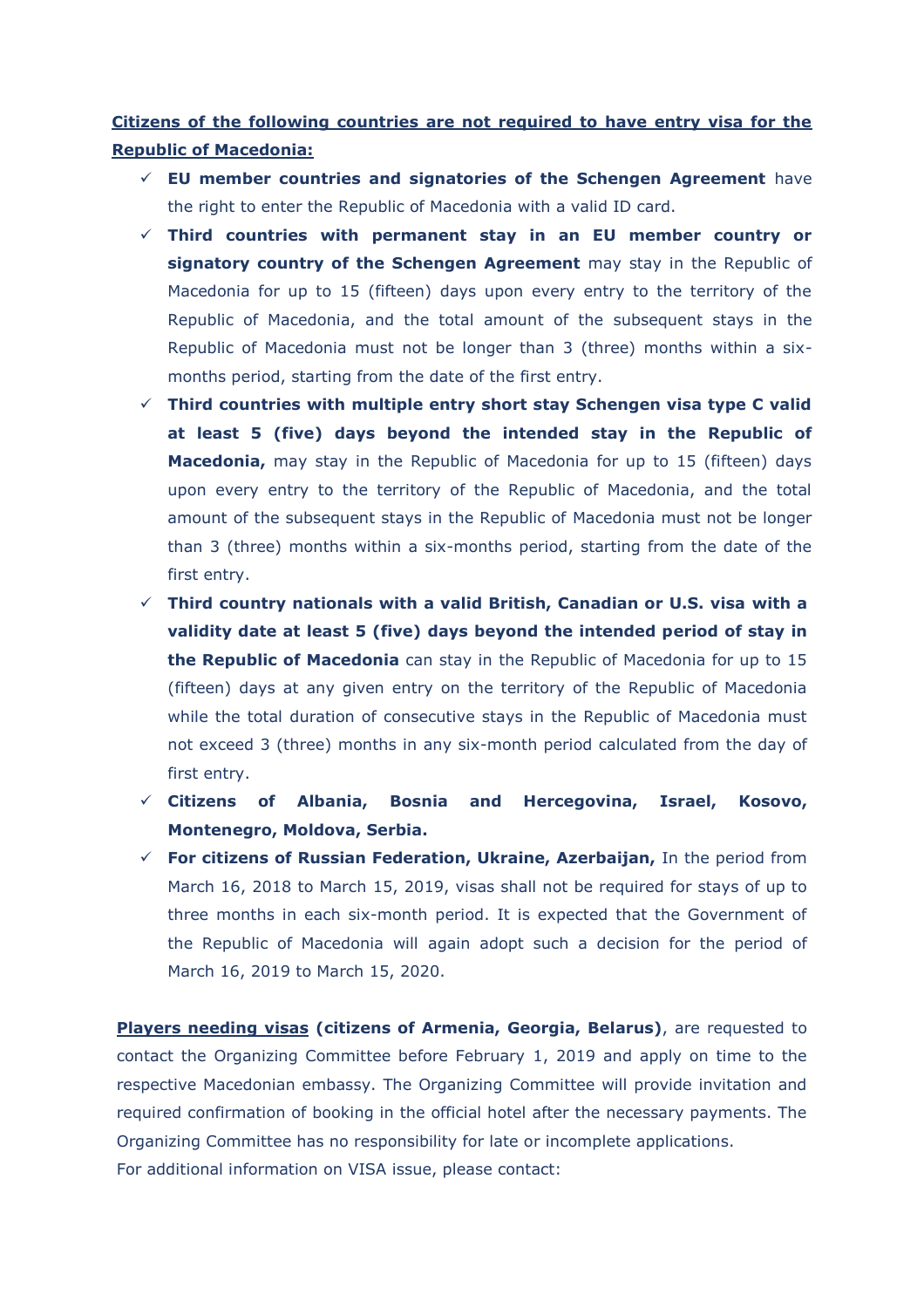**Citizens of the following countries are not required to have entry visa for the Republic of Macedonia:**

- ✓ **EU member countries and signatories of the Schengen Agreement** have the right to enter the Republic of Macedonia with a valid ID card.
- ✓ **Third countries with permanent stay in an EU member country or signatory country of the Schengen Agreement** may stay in the Republic of Macedonia for up to 15 (fifteen) days upon every entry to the territory of the Republic of Macedonia, and the total amount of the subsequent stays in the Republic of Macedonia must not be longer than 3 (three) months within a six-months period, starting from the date of the first entry.
- ✓ **Third countries with multiple entry short stay Schengen visa type C valid at least 5 (five) days beyond the intended stay in the Republic of Macedonia,** may stay in the Republic of Macedonia for up to 15 (fifteen) days upon every entry to the territory of the Republic of Macedonia, and the total amount of the subsequent stays in the Republic of Macedonia must not be longer than 3 (three) months within a six-months period, starting from the date of the first entry.
- ✓ **Third country nationals with a valid British, Canadian or U.S. visa with a validity date at least 5 (five) days beyond the intended period of stay in the Republic of Macedonia** can stay in the Republic of Macedonia for up to 15 (fifteen) days at any given entry on the territory of the Republic of Macedonia while the total duration of consecutive stays in the Republic of Macedonia must not exceed 3 (three) months in any six-month period calculated from the day of first entry.
- ✓ **Citizens of Albania, Bosnia and Hercegovina, Israel, Kosovo, Montenegro, Moldova, Serbia.**
- ✓ **For citizens of Russian Federation, Ukraine, Azerbaijan,** In the period from March 16, 2018 to March 15, 2019, visas shall not be required for stays of up to three months in each six-month period. It is expected that the Government of the Republic of Macedonia will again adopt such a decision for the period of March 16, 2019 to March 15, 2020.

**Players needing visas (citizens of Armenia, Georgia, Belarus)**, are requested to contact the Organizing Committee before February 1, 2019 and apply on time to the respective Macedonian embassy. The Organizing Committee will provide invitation and required confirmation of booking in the official hotel after the necessary payments. The Organizing Committee has no responsibility for late or incomplete applications.
For additional information on VISA issue, please contact: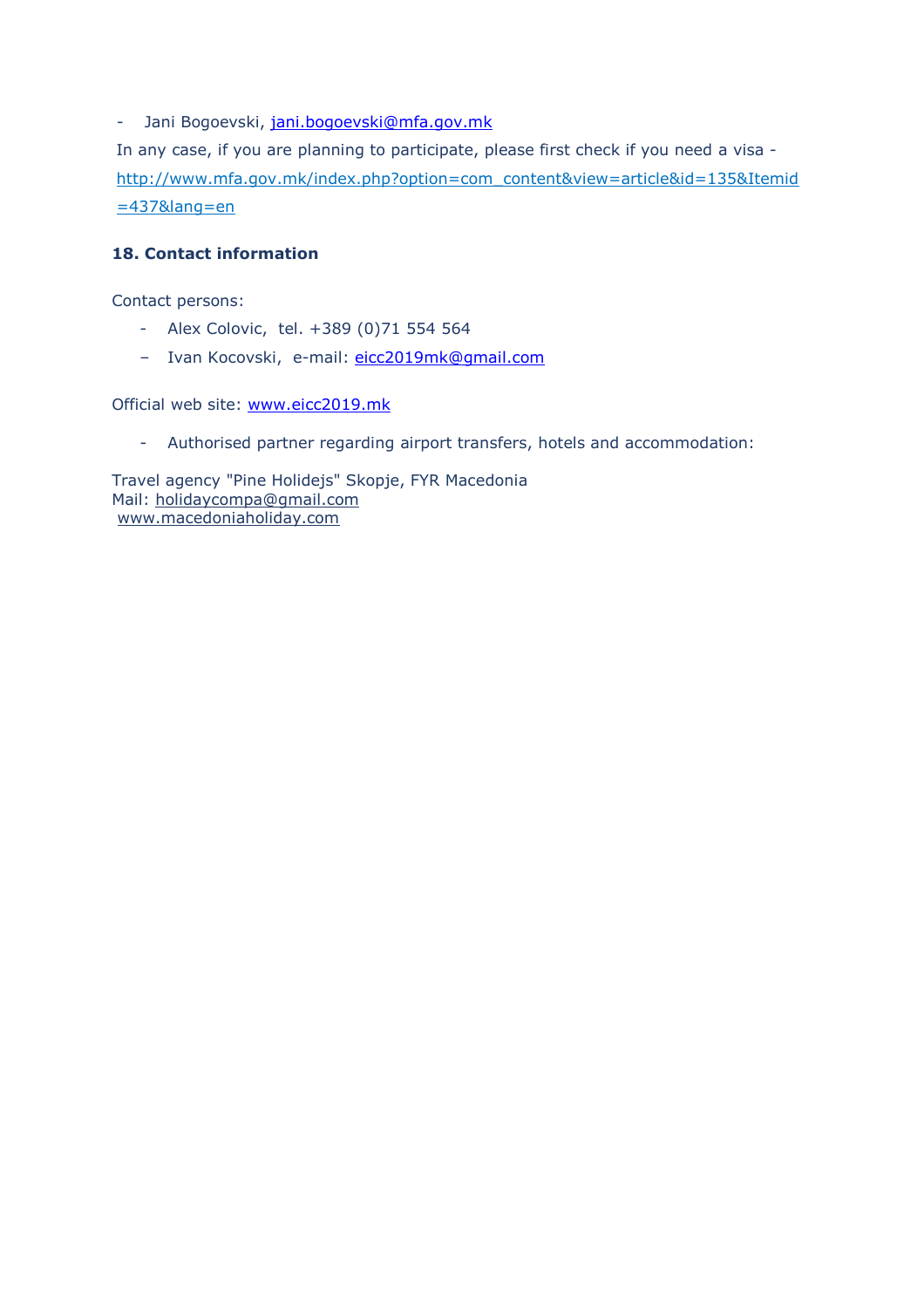- Jani Bogoevski, jani.bogoevski@mfa.gov.mk

In any case, if you are planning to participate, please first check if you need a visa - http://www.mfa.gov.mk/index.php?option=com_content&view=article&id=135&Itemid=437&lang=en

**18. Contact information**

Contact persons:

- Alex Colovic, tel. +389 (0)71 554 564
- Ivan Kocovski, e-mail: eicc2019mk@gmail.com

Official web site: www.eicc2019.mk

- Authorised partner regarding airport transfers, hotels and accommodation:

Travel agency "Pine Holidejs" Skopje, FYR Macedonia
Mail: holidaycompa@gmail.com
www.macedoniaholiday.com